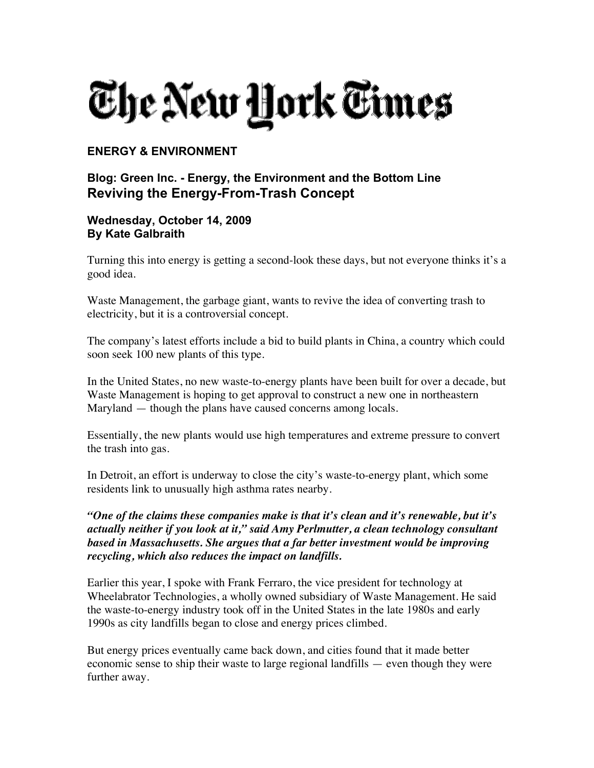# The New York Times

**ENERGY & ENVIRONMENT**

### Blog: Green Inc. - Energy, the Environment and the Bottom Line
## Reviving the Energy-From-Trash Concept

**Wednesday, October 14, 2009**
**By Kate Galbraith**

Turning this into energy is getting a second-look these days, but not everyone thinks it's a good idea.

Waste Management, the garbage giant, wants to revive the idea of converting trash to electricity, but it is a controversial concept.

The company's latest efforts include a bid to build plants in China, a country which could soon seek 100 new plants of this type.

In the United States, no new waste-to-energy plants have been built for over a decade, but Waste Management is hoping to get approval to construct a new one in northeastern Maryland — though the plans have caused concerns among locals.

Essentially, the new plants would use high temperatures and extreme pressure to convert the trash into gas.

In Detroit, an effort is underway to close the city's waste-to-energy plant, which some residents link to unusually high asthma rates nearby.

***"One of the claims these companies make is that it's clean and it's renewable, but it's actually neither if you look at it," said Amy Perlmutter, a clean technology consultant based in Massachusetts. She argues that a far better investment would be improving recycling, which also reduces the impact on landfills.***

Earlier this year, I spoke with Frank Ferraro, the vice president for technology at Wheelabrator Technologies, a wholly owned subsidiary of Waste Management. He said the waste-to-energy industry took off in the United States in the late 1980s and early 1990s as city landfills began to close and energy prices climbed.

But energy prices eventually came back down, and cities found that it made better economic sense to ship their waste to large regional landfills — even though they were further away.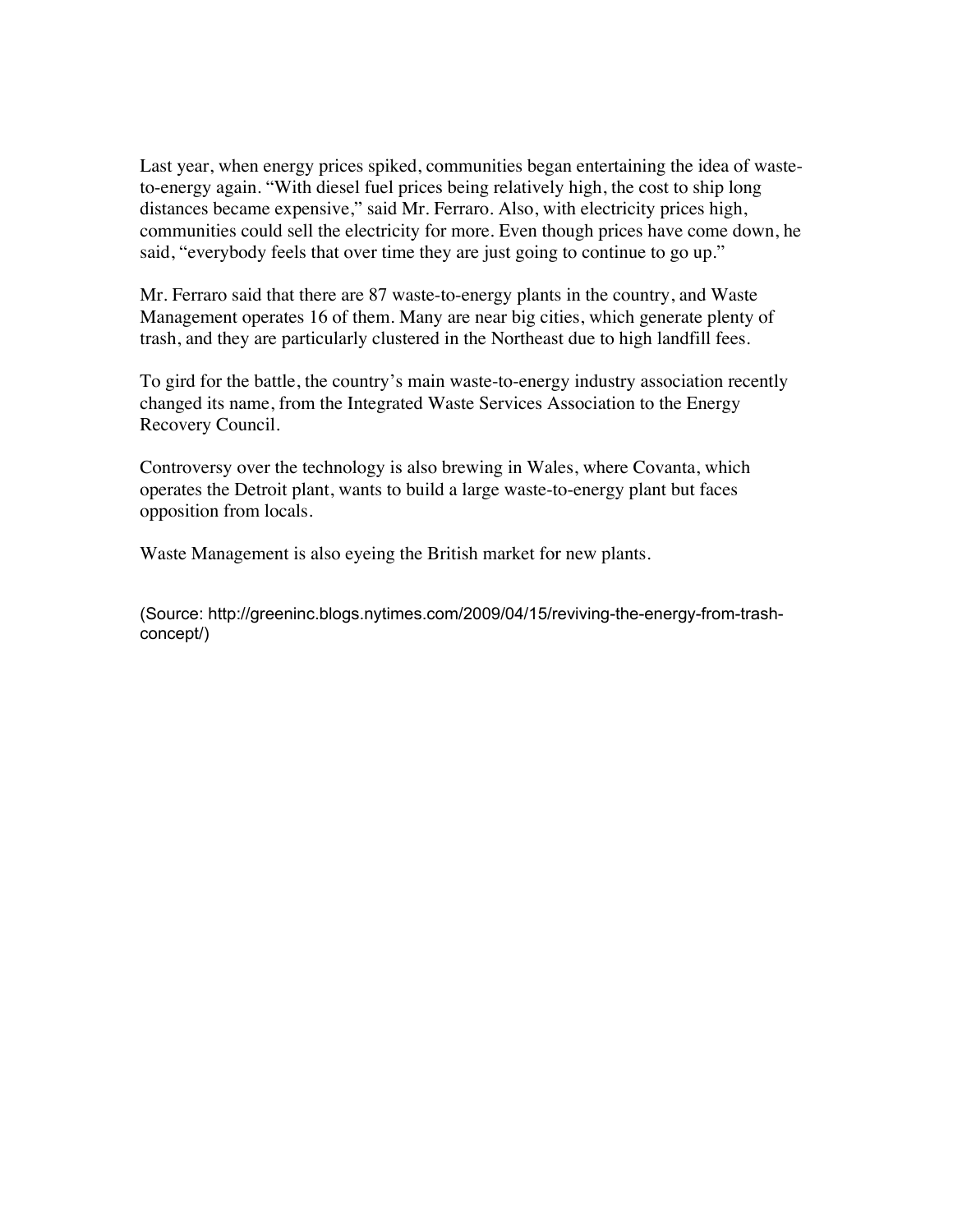Last year, when energy prices spiked, communities began entertaining the idea of waste-to-energy again. "With diesel fuel prices being relatively high, the cost to ship long distances became expensive," said Mr. Ferraro. Also, with electricity prices high, communities could sell the electricity for more. Even though prices have come down, he said, "everybody feels that over time they are just going to continue to go up."

Mr. Ferraro said that there are 87 waste-to-energy plants in the country, and Waste Management operates 16 of them. Many are near big cities, which generate plenty of trash, and they are particularly clustered in the Northeast due to high landfill fees.

To gird for the battle, the country's main waste-to-energy industry association recently changed its name, from the Integrated Waste Services Association to the Energy Recovery Council.

Controversy over the technology is also brewing in Wales, where Covanta, which operates the Detroit plant, wants to build a large waste-to-energy plant but faces opposition from locals.

Waste Management is also eyeing the British market for new plants.

(Source: http://greeninc.blogs.nytimes.com/2009/04/15/reviving-the-energy-from-trash-concept/)